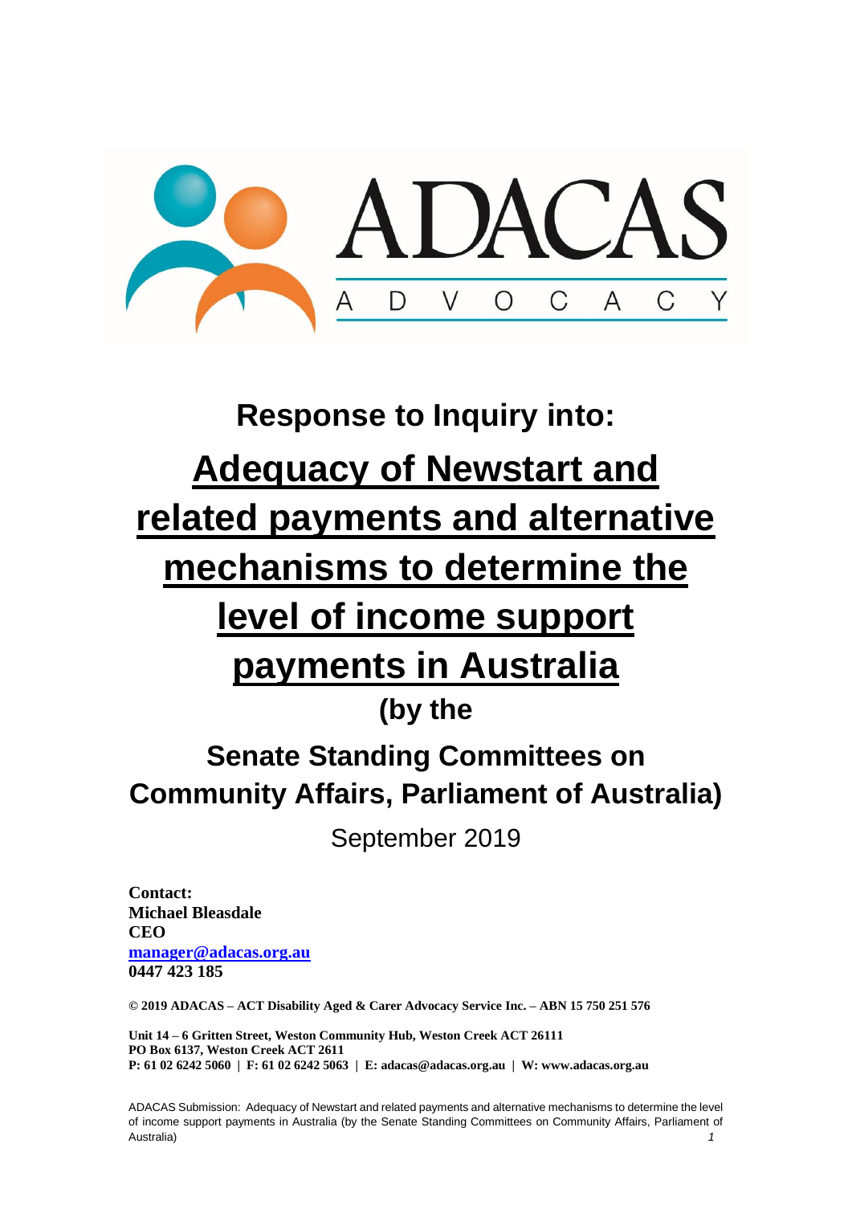ADACAS

A D V O C A C Y

# Response to Inquiry into:

# Adequacy of Newstart and related payments and alternative mechanisms to determine the level of income support payments in Australia

## (by the

## Senate Standing Committees on Community Affairs, Parliament of Australia)

September 2019

**Contact:**
**Michael Bleasdale**
**CEO**
**[manager@adacas.org.au](mailto:manager@adacas.org.au)**
**0447 423 185**

**© 2019 ADACAS – ACT Disability Aged & Carer Advocacy Service Inc. – ABN 15 750 251 576**

**Unit 14 – 6 Gritten Street, Weston Community Hub, Weston Creek ACT 26111**
**PO Box 6137, Weston Creek ACT 2611**
**P: 61 02 6242 5060 | F: 61 02 6242 5063 | E: adacas@adacas.org.au | W: www.adacas.org.au**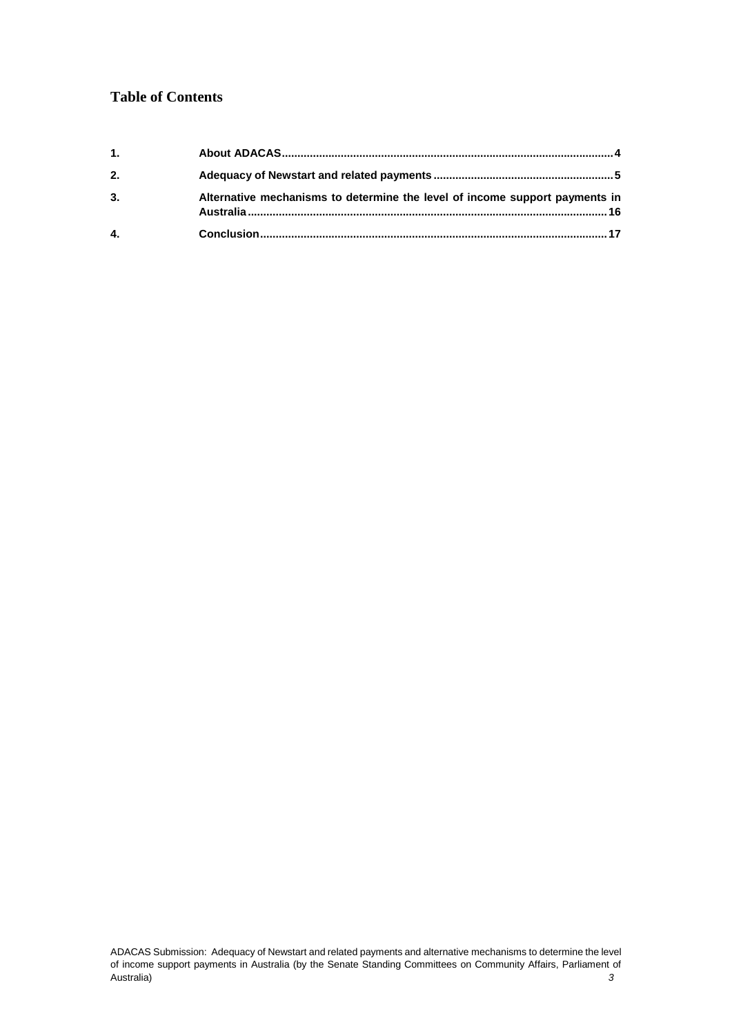## Table of Contents

1. **About ADACAS** ........................................................................................................ 4
2. **Adequacy of Newstart and related payments** ........................................................ 5
3. **Alternative mechanisms to determine the level of income support payments in Australia** ................................................................................................................. 16
4. **Conclusion** ............................................................................................................. 17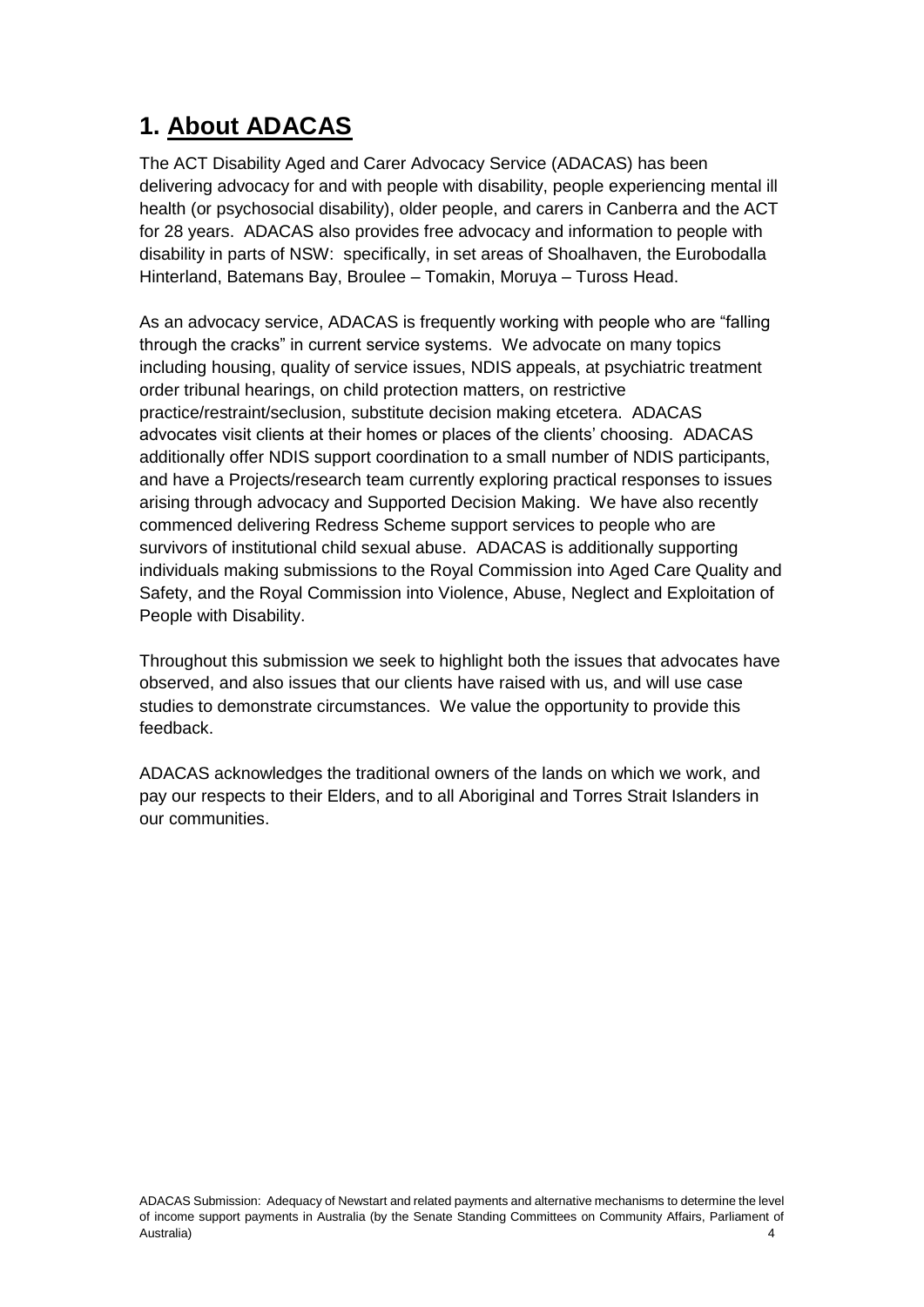# 1. About ADACAS

The ACT Disability Aged and Carer Advocacy Service (ADACAS) has been delivering advocacy for and with people with disability, people experiencing mental ill health (or psychosocial disability), older people, and carers in Canberra and the ACT for 28 years. ADACAS also provides free advocacy and information to people with disability in parts of NSW: specifically, in set areas of Shoalhaven, the Eurobodalla Hinterland, Batemans Bay, Broulee – Tomakin, Moruya – Tuross Head.

As an advocacy service, ADACAS is frequently working with people who are "falling through the cracks" in current service systems. We advocate on many topics including housing, quality of service issues, NDIS appeals, at psychiatric treatment order tribunal hearings, on child protection matters, on restrictive practice/restraint/seclusion, substitute decision making etcetera. ADACAS advocates visit clients at their homes or places of the clients' choosing. ADACAS additionally offer NDIS support coordination to a small number of NDIS participants, and have a Projects/research team currently exploring practical responses to issues arising through advocacy and Supported Decision Making. We have also recently commenced delivering Redress Scheme support services to people who are survivors of institutional child sexual abuse. ADACAS is additionally supporting individuals making submissions to the Royal Commission into Aged Care Quality and Safety, and the Royal Commission into Violence, Abuse, Neglect and Exploitation of People with Disability.

Throughout this submission we seek to highlight both the issues that advocates have observed, and also issues that our clients have raised with us, and will use case studies to demonstrate circumstances. We value the opportunity to provide this feedback.

ADACAS acknowledges the traditional owners of the lands on which we work, and pay our respects to their Elders, and to all Aboriginal and Torres Strait Islanders in our communities.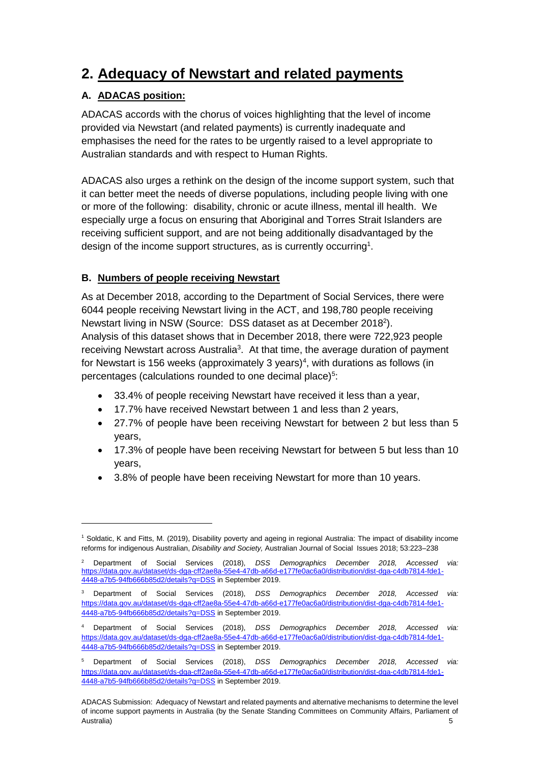## 2. Adequacy of Newstart and related payments

### A. ADACAS position:

ADACAS accords with the chorus of voices highlighting that the level of income provided via Newstart (and related payments) is currently inadequate and emphasises the need for the rates to be urgently raised to a level appropriate to Australian standards and with respect to Human Rights.

ADACAS also urges a rethink on the design of the income support system, such that it can better meet the needs of diverse populations, including people living with one or more of the following: disability, chronic or acute illness, mental ill health. We especially urge a focus on ensuring that Aboriginal and Torres Strait Islanders are receiving sufficient support, and are not being additionally disadvantaged by the design of the income support structures, as is currently occurring[1].

### B. Numbers of people receiving Newstart

As at December 2018, according to the Department of Social Services, there were 6044 people receiving Newstart living in the ACT, and 198,780 people receiving Newstart living in NSW (Source: DSS dataset as at December 2018[2]). Analysis of this dataset shows that in December 2018, there were 722,923 people receiving Newstart across Australia[3]. At that time, the average duration of payment for Newstart is 156 weeks (approximately 3 years)[4], with durations as follows (in percentages (calculations rounded to one decimal place)[5]:

- 33.4% of people receiving Newstart have received it less than a year,
- 17.7% have received Newstart between 1 and less than 2 years,
- 27.7% of people have been receiving Newstart for between 2 but less than 5 years,
- 17.3% of people have been receiving Newstart for between 5 but less than 10 years,
- 3.8% of people have been receiving Newstart for more than 10 years.

---

[1] Soldatic, K and Fitts, M. (2019), Disability poverty and ageing in regional Australia: The impact of disability income reforms for indigenous Australian, *Disability and Society,* Australian Journal of Social Issues 2018; 53:223–238

[2] Department of Social Services (2018), *DSS Demographics December 2018, Accessed via:* https://data.gov.au/dataset/ds-dga-cff2ae8a-55e4-47db-a66d-e177fe0ac6a0/distribution/dist-dga-c4db7814-fde1-4448-a7b5-94fb666b85d2/details?q=DSS in September 2019.

[3] Department of Social Services (2018), *DSS Demographics December 2018, Accessed via:* https://data.gov.au/dataset/ds-dga-cff2ae8a-55e4-47db-a66d-e177fe0ac6a0/distribution/dist-dga-c4db7814-fde1-4448-a7b5-94fb666b85d2/details?q=DSS in September 2019.

[4] Department of Social Services (2018), *DSS Demographics December 2018, Accessed via:* https://data.gov.au/dataset/ds-dga-cff2ae8a-55e4-47db-a66d-e177fe0ac6a0/distribution/dist-dga-c4db7814-fde1-4448-a7b5-94fb666b85d2/details?q=DSS in September 2019.

[5] Department of Social Services (2018), *DSS Demographics December 2018, Accessed via:* https://data.gov.au/dataset/ds-dga-cff2ae8a-55e4-47db-a66d-e177fe0ac6a0/distribution/dist-dga-c4db7814-fde1-4448-a7b5-94fb666b85d2/details?q=DSS in September 2019.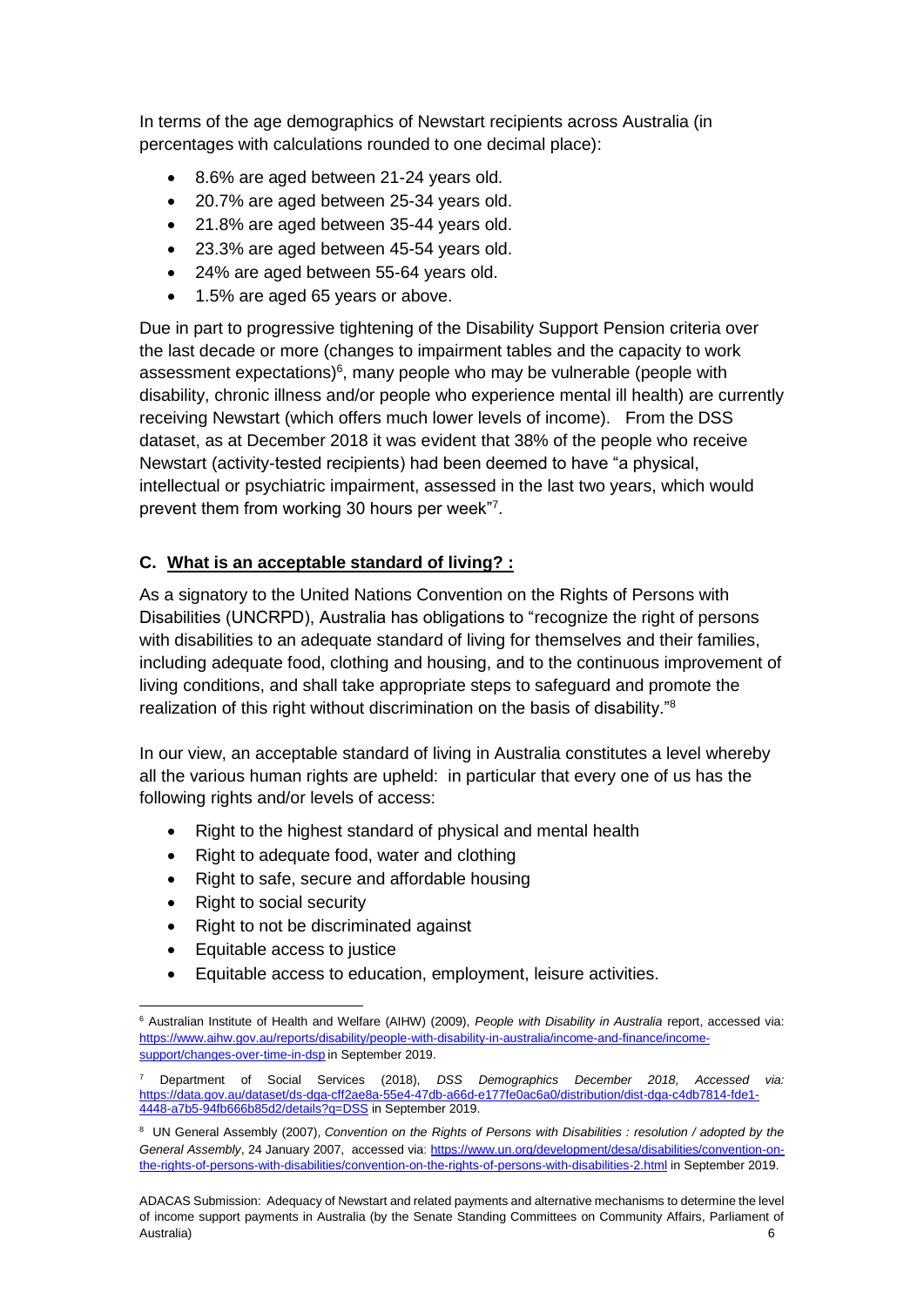In terms of the age demographics of Newstart recipients across Australia (in percentages with calculations rounded to one decimal place):

- 8.6% are aged between 21-24 years old.
- 20.7% are aged between 25-34 years old.
- 21.8% are aged between 35-44 years old.
- 23.3% are aged between 45-54 years old.
- 24% are aged between 55-64 years old.
- 1.5% are aged 65 years or above.

Due in part to progressive tightening of the Disability Support Pension criteria over the last decade or more (changes to impairment tables and the capacity to work assessment expectations)[6], many people who may be vulnerable (people with disability, chronic illness and/or people who experience mental ill health) are currently receiving Newstart (which offers much lower levels of income). From the DSS dataset, as at December 2018 it was evident that 38% of the people who receive Newstart (activity-tested recipients) had been deemed to have "a physical, intellectual or psychiatric impairment, assessed in the last two years, which would prevent them from working 30 hours per week"[7].

## C. <u>What is an acceptable standard of living? :</u>

As a signatory to the United Nations Convention on the Rights of Persons with Disabilities (UNCRPD), Australia has obligations to "recognize the right of persons with disabilities to an adequate standard of living for themselves and their families, including adequate food, clothing and housing, and to the continuous improvement of living conditions, and shall take appropriate steps to safeguard and promote the realization of this right without discrimination on the basis of disability."[8]

In our view, an acceptable standard of living in Australia constitutes a level whereby all the various human rights are upheld: in particular that every one of us has the following rights and/or levels of access:

- Right to the highest standard of physical and mental health
- Right to adequate food, water and clothing
- Right to safe, secure and affordable housing
- Right to social security
- Right to not be discriminated against
- Equitable access to justice
- Equitable access to education, employment, leisure activities.

---

[6] Australian Institute of Health and Welfare (AIHW) (2009), *People with Disability in Australia* report, accessed via: https://www.aihw.gov.au/reports/disability/people-with-disability-in-australia/income-and-finance/income-support/changes-over-time-in-dsp in September 2019.

[7] Department of Social Services (2018), *DSS Demographics December 2018, Accessed via:* https://data.gov.au/dataset/ds-dga-cff2ae8a-55e4-47db-a66d-e177fe0ac6a0/distribution/dist-dga-c4db7814-fde1-4448-a7b5-94fb666b85d2/details?q=DSS in September 2019.

[8] UN General Assembly (2007), *Convention on the Rights of Persons with Disabilities : resolution / adopted by the General Assembly*, 24 January 2007, accessed via: https://www.un.org/development/desa/disabilities/convention-on-the-rights-of-persons-with-disabilities/convention-on-the-rights-of-persons-with-disabilities-2.html in September 2019.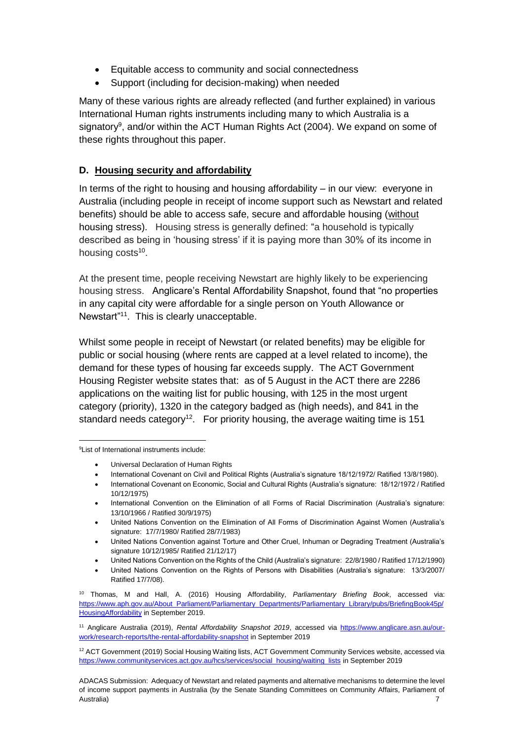- Equitable access to community and social connectedness
- Support (including for decision-making) when needed

Many of these various rights are already reflected (and further explained) in various International Human rights instruments including many to which Australia is a signatory[9], and/or within the ACT Human Rights Act (2004). We expand on some of these rights throughout this paper.

## D. <u>Housing security and affordability</u>

In terms of the right to housing and housing affordability – in our view: everyone in Australia (including people in receipt of income support such as Newstart and related benefits) should be able to access safe, secure and affordable housing (<u>without</u> housing stress). Housing stress is generally defined: "a household is typically described as being in 'housing stress' if it is paying more than 30% of its income in housing costs[10].

At the present time, people receiving Newstart are highly likely to be experiencing housing stress. Anglicare's Rental Affordability Snapshot, found that "no properties in any capital city were affordable for a single person on Youth Allowance or Newstart"[11]. This is clearly unacceptable.

Whilst some people in receipt of Newstart (or related benefits) may be eligible for public or social housing (where rents are capped at a level related to income), the demand for these types of housing far exceeds supply. The ACT Government Housing Register website states that: as of 5 August in the ACT there are 2286 applications on the waiting list for public housing, with 125 in the most urgent category (priority), 1320 in the category badged as (high needs), and 841 in the standard needs category[12]. For priority housing, the average waiting time is 151

---

[9] List of International instruments include:

- Universal Declaration of Human Rights
- International Covenant on Civil and Political Rights (Australia's signature 18/12/1972/ Ratified 13/8/1980).
- International Covenant on Economic, Social and Cultural Rights (Australia's signature: 18/12/1972 / Ratified 10/12/1975)
- International Convention on the Elimination of all Forms of Racial Discrimination (Australia's signature: 13/10/1966 / Ratified 30/9/1975)
- United Nations Convention on the Elimination of All Forms of Discrimination Against Women (Australia's signature: 17/7/1980/ Ratified 28/7/1983)
- United Nations Convention against Torture and Other Cruel, Inhuman or Degrading Treatment (Australia's signature 10/12/1985/ Ratified 21/12/17)
- United Nations Convention on the Rights of the Child (Australia's signature: 22/8/1980 / Ratified 17/12/1990)
- United Nations Convention on the Rights of Persons with Disabilities (Australia's signature: 13/3/2007/ Ratified 17/7/08).

[10] Thomas, M and Hall, A. (2016) Housing Affordability, *Parliamentary Briefing Book*, accessed via: https://www.aph.gov.au/About_Parliament/Parliamentary_Departments/Parliamentary_Library/pubs/BriefingBook45p/HousingAffordability in September 2019.

[11] Anglicare Australia (2019), *Rental Affordability Snapshot 2019*, accessed via https://www.anglicare.asn.au/our-work/research-reports/the-rental-affordability-snapshot in September 2019

[12] ACT Government (2019) Social Housing Waiting lists, ACT Government Community Services website, accessed via https://www.communityservices.act.gov.au/hcs/services/social_housing/waiting_lists in September 2019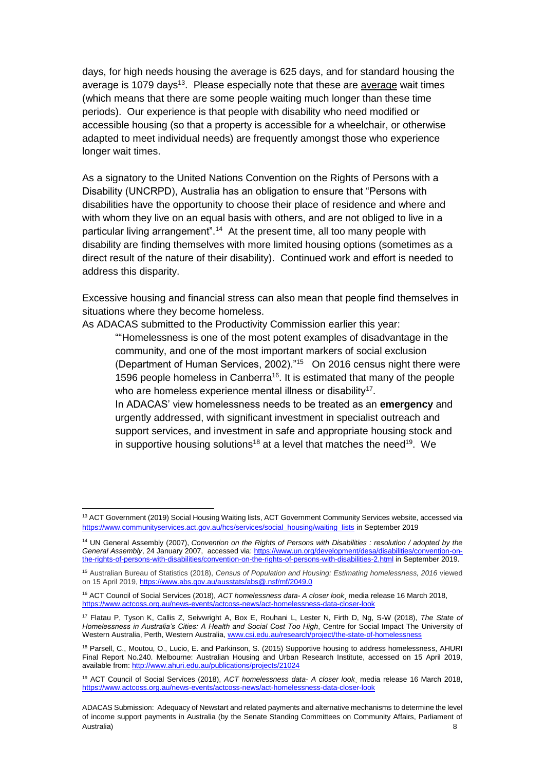days, for high needs housing the average is 625 days, and for standard housing the average is 1079 days[13]. Please especially note that these are average wait times (which means that there are some people waiting much longer than these time periods). Our experience is that people with disability who need modified or accessible housing (so that a property is accessible for a wheelchair, or otherwise adapted to meet individual needs) are frequently amongst those who experience longer wait times.

As a signatory to the United Nations Convention on the Rights of Persons with a Disability (UNCRPD), Australia has an obligation to ensure that "Persons with disabilities have the opportunity to choose their place of residence and where and with whom they live on an equal basis with others, and are not obliged to live in a particular living arrangement".[14] At the present time, all too many people with disability are finding themselves with more limited housing options (sometimes as a direct result of the nature of their disability). Continued work and effort is needed to address this disparity.

Excessive housing and financial stress can also mean that people find themselves in situations where they become homeless.

As ADACAS submitted to the Productivity Commission earlier this year:

> ""Homelessness is one of the most potent examples of disadvantage in the community, and one of the most important markers of social exclusion (Department of Human Services, 2002)."[15] On 2016 census night there were 1596 people homeless in Canberra[16]. It is estimated that many of the people who are homeless experience mental illness or disability[17].
>
> In ADACAS' view homelessness needs to be treated as an **emergency** and urgently addressed, with significant investment in specialist outreach and support services, and investment in safe and appropriate housing stock and in supportive housing solutions[18] at a level that matches the need[19]. We

---

[13] ACT Government (2019) Social Housing Waiting lists, ACT Government Community Services website, accessed via https://www.communityservices.act.gov.au/hcs/services/social_housing/waiting_lists in September 2019

[14] UN General Assembly (2007), *Convention on the Rights of Persons with Disabilities : resolution / adopted by the General Assembly*, 24 January 2007, accessed via: https://www.un.org/development/desa/disabilities/convention-on-the-rights-of-persons-with-disabilities/convention-on-the-rights-of-persons-with-disabilities-2.html in September 2019.

[15] Australian Bureau of Statistics (2018), *Census of Population and Housing: Estimating homelessness, 2016* viewed on 15 April 2019, https://www.abs.gov.au/ausstats/abs@.nsf/mf/2049.0

[16] ACT Council of Social Services (2018), *ACT homelessness data- A closer look*¸ media release 16 March 2018, https://www.actcoss.org.au/news-events/actcoss-news/act-homelessness-data-closer-look

[17] Flatau P, Tyson K, Callis Z, Seivwright A, Box E, Rouhani L, Lester N, Firth D, Ng, S-W (2018), *The State of Homelessness in Australia's Cities: A Health and Social Cost Too High*, Centre for Social Impact The University of Western Australia, Perth, Western Australia, www.csi.edu.au/research/project/the-state-of-homelessness

[18] Parsell, C., Moutou, O., Lucio, E. and Parkinson, S. (2015) Supportive housing to address homelessness, AHURI Final Report No.240. Melbourne: Australian Housing and Urban Research Institute, accessed on 15 April 2019, available from: http://www.ahuri.edu.au/publications/projects/21024

[19] ACT Council of Social Services (2018), *ACT homelessness data- A closer look*¸ media release 16 March 2018, https://www.actcoss.org.au/news-events/actcoss-news/act-homelessness-data-closer-look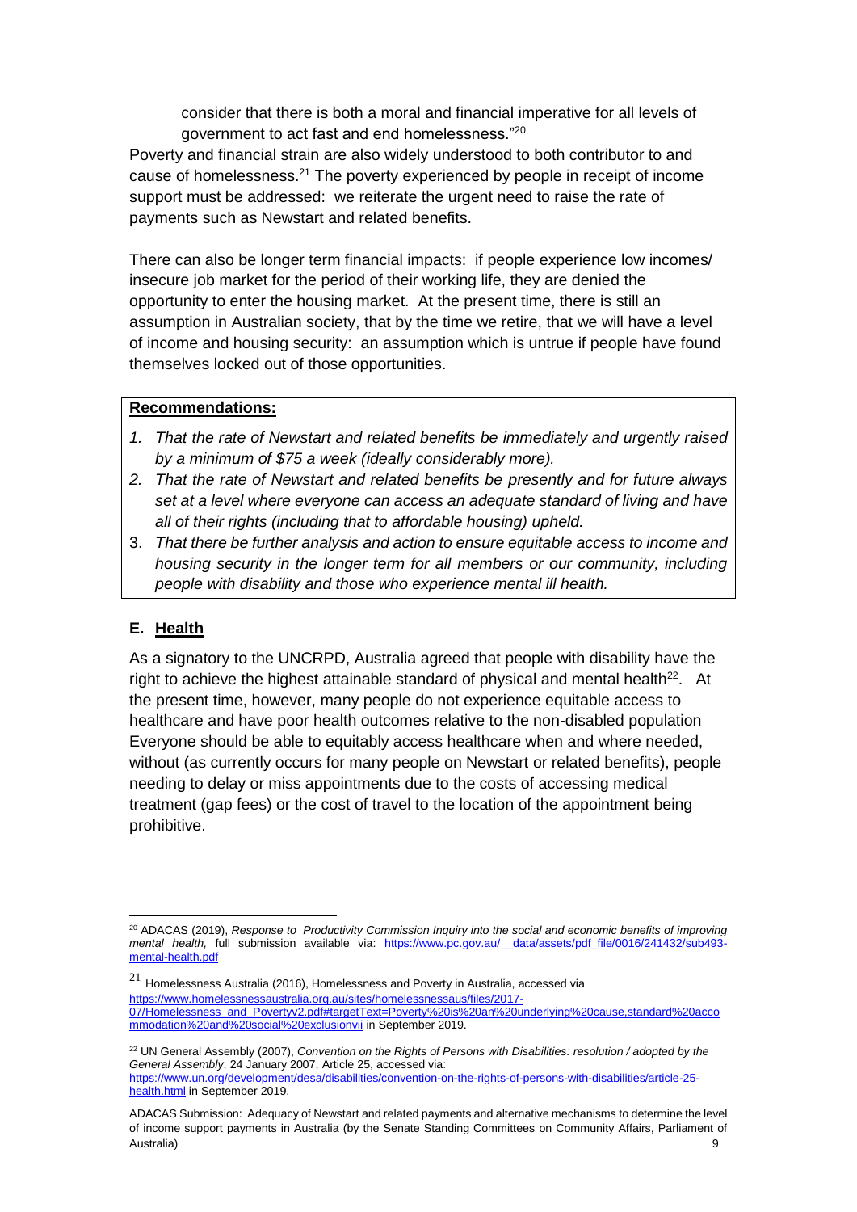consider that there is both a moral and financial imperative for all levels of government to act fast and end homelessness."[20]

Poverty and financial strain are also widely understood to both contributor to and cause of homelessness.[21] The poverty experienced by people in receipt of income support must be addressed: we reiterate the urgent need to raise the rate of payments such as Newstart and related benefits.

There can also be longer term financial impacts: if people experience low incomes/ insecure job market for the period of their working life, they are denied the opportunity to enter the housing market. At the present time, there is still an assumption in Australian society, that by the time we retire, that we will have a level of income and housing security: an assumption which is untrue if people have found themselves locked out of those opportunities.

**Recommendations:**

1. *That the rate of Newstart and related benefits be immediately and urgently raised by a minimum of $75 a week (ideally considerably more).*
2. *That the rate of Newstart and related benefits be presently and for future always set at a level where everyone can access an adequate standard of living and have all of their rights (including that to affordable housing) upheld.*
3. *That there be further analysis and action to ensure equitable access to income and housing security in the longer term for all members or our community, including people with disability and those who experience mental ill health.*

## E. Health

As a signatory to the UNCRPD, Australia agreed that people with disability have the right to achieve the highest attainable standard of physical and mental health[22]. At the present time, however, many people do not experience equitable access to healthcare and have poor health outcomes relative to the non-disabled population Everyone should be able to equitably access healthcare when and where needed, without (as currently occurs for many people on Newstart or related benefits), people needing to delay or miss appointments due to the costs of accessing medical treatment (gap fees) or the cost of travel to the location of the appointment being prohibitive.

---

[20] ADACAS (2019), *Response to Productivity Commission Inquiry into the social and economic benefits of improving mental health,* full submission available via: https://www.pc.gov.au/__data/assets/pdf_file/0016/241432/sub493-mental-health.pdf

[21] Homelessness Australia (2016), Homelessness and Poverty in Australia, accessed via https://www.homelessnessaustralia.org.au/sites/homelessnessaus/files/2017-07/Homelessness_and_Povertyv2.pdf#targetText=Poverty%20is%20an%20underlying%20cause,standard%20accommodation%20and%20social%20exclusionvii in September 2019.

[22] UN General Assembly (2007), *Convention on the Rights of Persons with Disabilities: resolution / adopted by the General Assembly*, 24 January 2007, Article 25, accessed via: https://www.un.org/development/desa/disabilities/convention-on-the-rights-of-persons-with-disabilities/article-25-health.html in September 2019.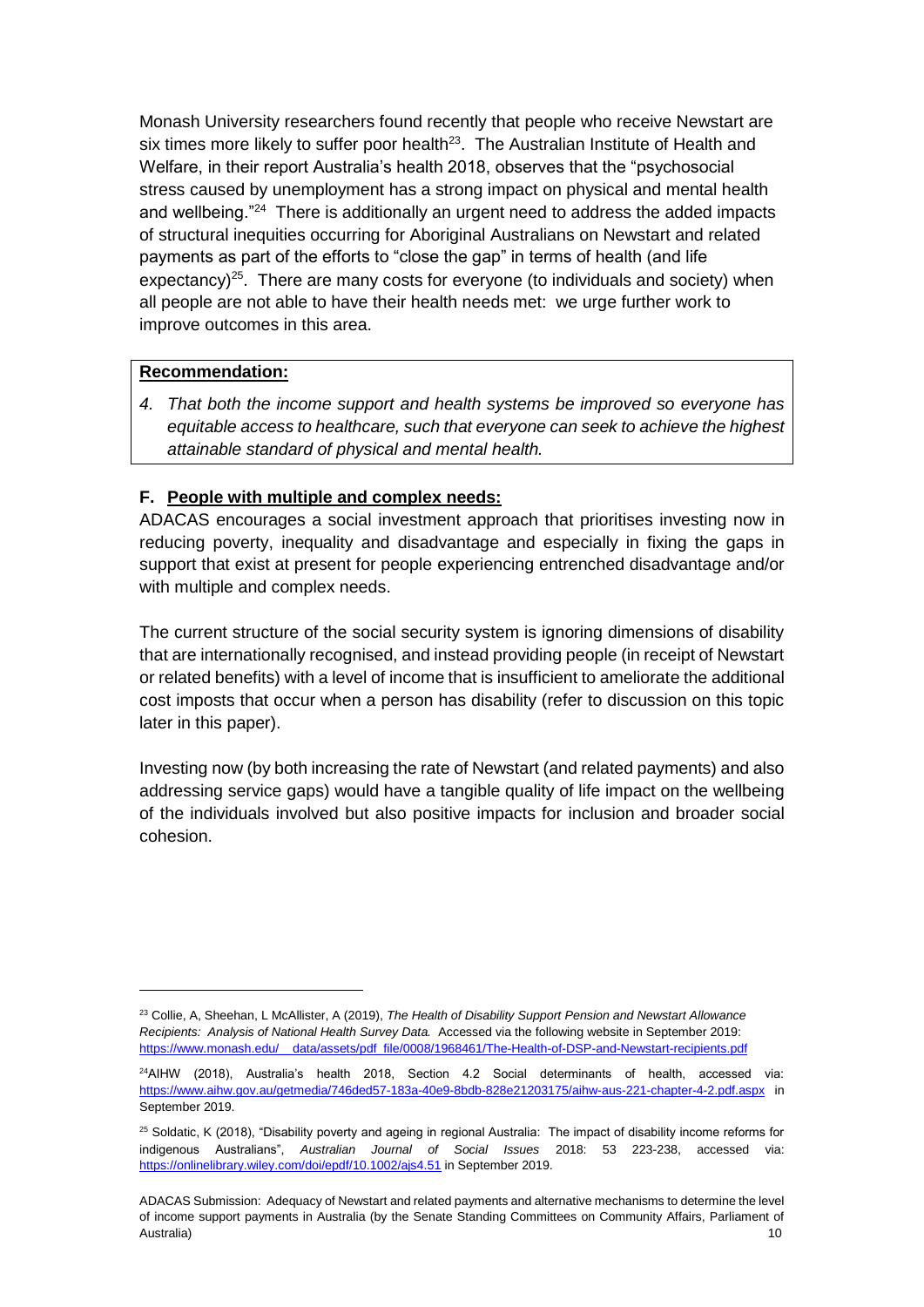Monash University researchers found recently that people who receive Newstart are six times more likely to suffer poor health[23]. The Australian Institute of Health and Welfare, in their report Australia's health 2018, observes that the "psychosocial stress caused by unemployment has a strong impact on physical and mental health and wellbeing."[24] There is additionally an urgent need to address the added impacts of structural inequities occurring for Aboriginal Australians on Newstart and related payments as part of the efforts to "close the gap" in terms of health (and life expectancy)[25]. There are many costs for everyone (to individuals and society) when all people are not able to have their health needs met: we urge further work to improve outcomes in this area.

**Recommendation:**

4. *That both the income support and health systems be improved so everyone has equitable access to healthcare, such that everyone can seek to achieve the highest attainable standard of physical and mental health.*

### F. People with multiple and complex needs:

ADACAS encourages a social investment approach that prioritises investing now in reducing poverty, inequality and disadvantage and especially in fixing the gaps in support that exist at present for people experiencing entrenched disadvantage and/or with multiple and complex needs.

The current structure of the social security system is ignoring dimensions of disability that are internationally recognised, and instead providing people (in receipt of Newstart or related benefits) with a level of income that is insufficient to ameliorate the additional cost imposts that occur when a person has disability (refer to discussion on this topic later in this paper).

Investing now (by both increasing the rate of Newstart (and related payments) and also addressing service gaps) would have a tangible quality of life impact on the wellbeing of the individuals involved but also positive impacts for inclusion and broader social cohesion.

---

[23] Collie, A, Sheehan, L McAllister, A (2019), *The Health of Disability Support Pension and Newstart Allowance Recipients: Analysis of National Health Survey Data.* Accessed via the following website in September 2019: https://www.monash.edu/__data/assets/pdf_file/0008/1968461/The-Health-of-DSP-and-Newstart-recipients.pdf

[24] AIHW (2018), Australia's health 2018, Section 4.2 Social determinants of health, accessed via: https://www.aihw.gov.au/getmedia/746ded57-183a-40e9-8bdb-828e21203175/aihw-aus-221-chapter-4-2.pdf.aspx in September 2019.

[25] Soldatic, K (2018), "Disability poverty and ageing in regional Australia: The impact of disability income reforms for indigenous Australians", *Australian Journal of Social Issues* 2018: 53 223-238, accessed via: https://onlinelibrary.wiley.com/doi/epdf/10.1002/ajs4.51 in September 2019.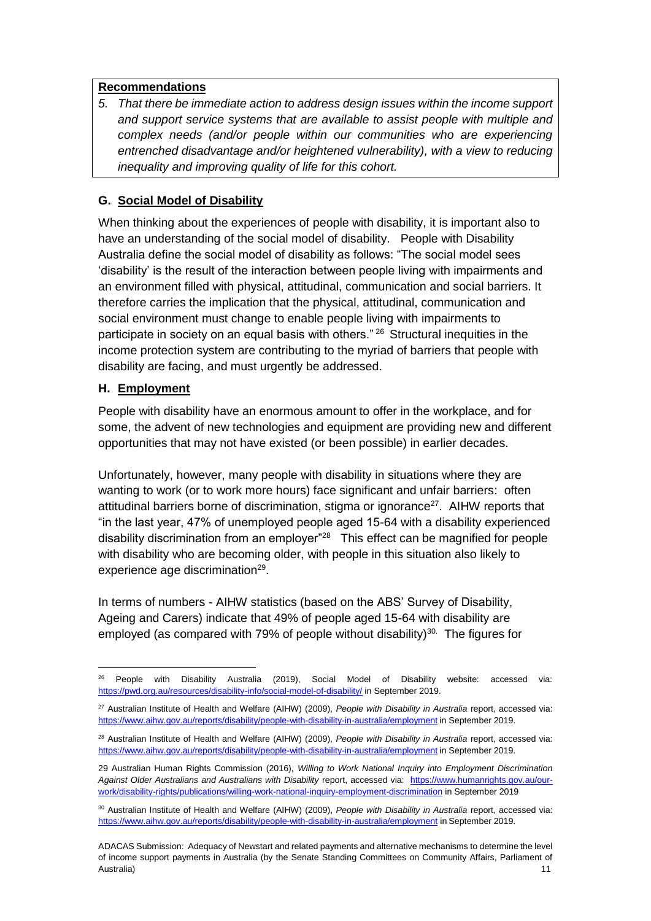**Recommendations**

*5. That there be immediate action to address design issues within the income support and support service systems that are available to assist people with multiple and complex needs (and/or people within our communities who are experiencing entrenched disadvantage and/or heightened vulnerability), with a view to reducing inequality and improving quality of life for this cohort.*

## G. Social Model of Disability

When thinking about the experiences of people with disability, it is important also to have an understanding of the social model of disability. People with Disability Australia define the social model of disability as follows: "The social model sees 'disability' is the result of the interaction between people living with impairments and an environment filled with physical, attitudinal, communication and social barriers. It therefore carries the implication that the physical, attitudinal, communication and social environment must change to enable people living with impairments to participate in society on an equal basis with others." [26] Structural inequities in the income protection system are contributing to the myriad of barriers that people with disability are facing, and must urgently be addressed.

## H. Employment

People with disability have an enormous amount to offer in the workplace, and for some, the advent of new technologies and equipment are providing new and different opportunities that may not have existed (or been possible) in earlier decades.

Unfortunately, however, many people with disability in situations where they are wanting to work (or to work more hours) face significant and unfair barriers: often attitudinal barriers borne of discrimination, stigma or ignorance[27]. AIHW reports that "in the last year, 47% of unemployed people aged 15-64 with a disability experienced disability discrimination from an employer"[28] This effect can be magnified for people with disability who are becoming older, with people in this situation also likely to experience age discrimination[29].

In terms of numbers - AIHW statistics (based on the ABS' Survey of Disability, Ageing and Carers) indicate that 49% of people aged 15-64 with disability are employed (as compared with 79% of people without disability)[30]. The figures for

---

[26] People with Disability Australia (2019), Social Model of Disability website: accessed via: https://pwd.org.au/resources/disability-info/social-model-of-disability/ in September 2019.

[27] Australian Institute of Health and Welfare (AIHW) (2009), *People with Disability in Australia* report, accessed via: https://www.aihw.gov.au/reports/disability/people-with-disability-in-australia/employment in September 2019.

[28] Australian Institute of Health and Welfare (AIHW) (2009), *People with Disability in Australia* report, accessed via: https://www.aihw.gov.au/reports/disability/people-with-disability-in-australia/employment in September 2019.

[29] Australian Human Rights Commission (2016), *Willing to Work National Inquiry into Employment Discrimination Against Older Australians and Australians with Disability* report, accessed via: https://www.humanrights.gov.au/our-work/disability-rights/publications/willing-work-national-inquiry-employment-discrimination in September 2019

[30] Australian Institute of Health and Welfare (AIHW) (2009), *People with Disability in Australia* report, accessed via: https://www.aihw.gov.au/reports/disability/people-with-disability-in-australia/employment in September 2019.

ADACAS Submission: Adequacy of Newstart and related payments and alternative mechanisms to determine the level of income support payments in Australia (by the Senate Standing Committees on Community Affairs, Parliament of Australia)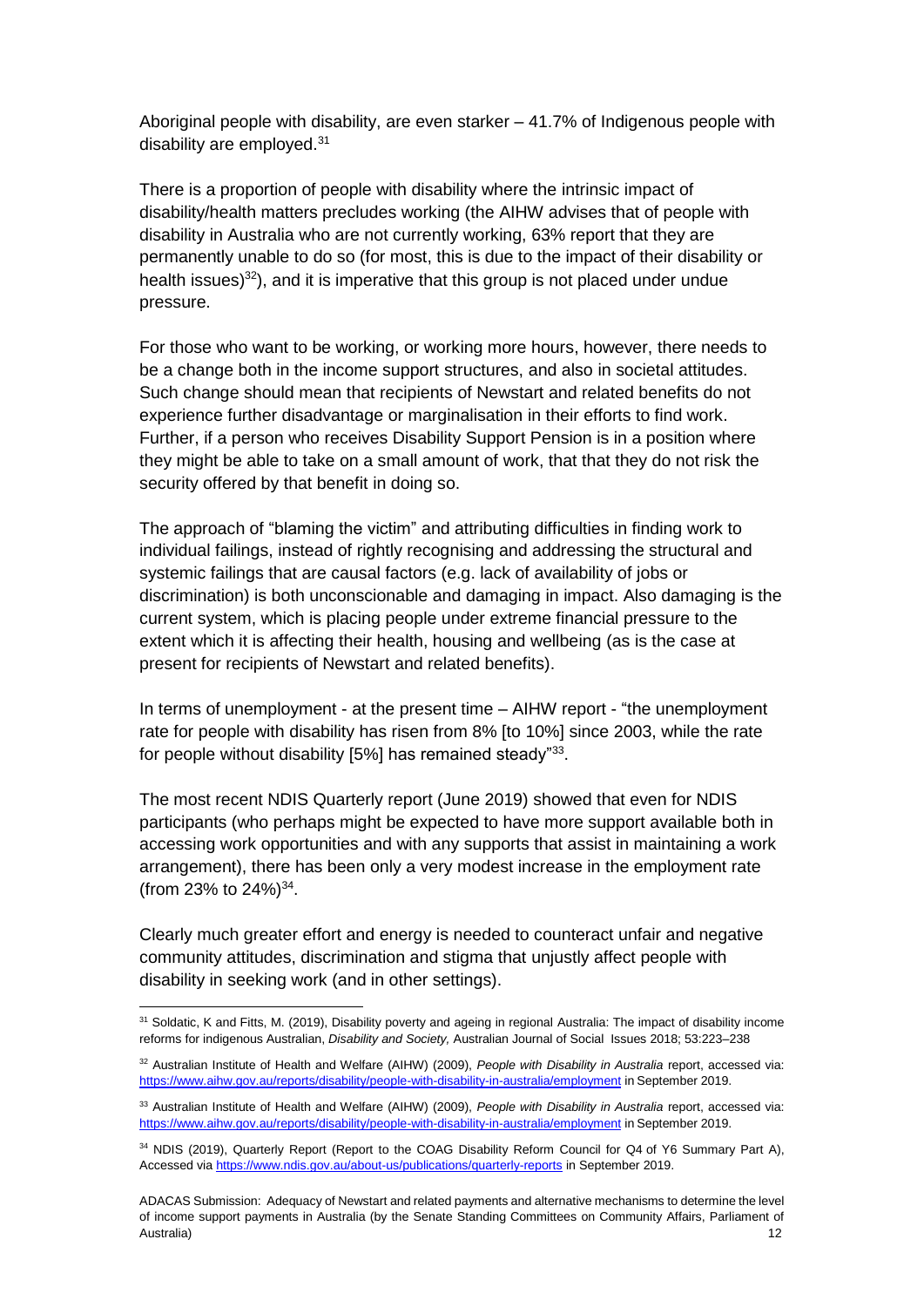Aboriginal people with disability, are even starker – 41.7% of Indigenous people with disability are employed.[31]

There is a proportion of people with disability where the intrinsic impact of disability/health matters precludes working (the AIHW advises that of people with disability in Australia who are not currently working, 63% report that they are permanently unable to do so (for most, this is due to the impact of their disability or health issues)[32]), and it is imperative that this group is not placed under undue pressure.

For those who want to be working, or working more hours, however, there needs to be a change both in the income support structures, and also in societal attitudes. Such change should mean that recipients of Newstart and related benefits do not experience further disadvantage or marginalisation in their efforts to find work. Further, if a person who receives Disability Support Pension is in a position where they might be able to take on a small amount of work, that that they do not risk the security offered by that benefit in doing so.

The approach of "blaming the victim" and attributing difficulties in finding work to individual failings, instead of rightly recognising and addressing the structural and systemic failings that are causal factors (e.g. lack of availability of jobs or discrimination) is both unconscionable and damaging in impact. Also damaging is the current system, which is placing people under extreme financial pressure to the extent which it is affecting their health, housing and wellbeing (as is the case at present for recipients of Newstart and related benefits).

In terms of unemployment - at the present time – AIHW report - "the unemployment rate for people with disability has risen from 8% [to 10%] since 2003, while the rate for people without disability [5%] has remained steady"[33].

The most recent NDIS Quarterly report (June 2019) showed that even for NDIS participants (who perhaps might be expected to have more support available both in accessing work opportunities and with any supports that assist in maintaining a work arrangement), there has been only a very modest increase in the employment rate (from 23% to 24%)[34].

Clearly much greater effort and energy is needed to counteract unfair and negative community attitudes, discrimination and stigma that unjustly affect people with disability in seeking work (and in other settings).

---

[31] Soldatic, K and Fitts, M. (2019), Disability poverty and ageing in regional Australia: The impact of disability income reforms for indigenous Australian, *Disability and Society,* Australian Journal of Social Issues 2018; 53:223–238

[32] Australian Institute of Health and Welfare (AIHW) (2009), *People with Disability in Australia* report, accessed via: https://www.aihw.gov.au/reports/disability/people-with-disability-in-australia/employment in September 2019.

[33] Australian Institute of Health and Welfare (AIHW) (2009), *People with Disability in Australia* report, accessed via: https://www.aihw.gov.au/reports/disability/people-with-disability-in-australia/employment in September 2019.

[34] NDIS (2019), Quarterly Report (Report to the COAG Disability Reform Council for Q4 of Y6 Summary Part A), Accessed via https://www.ndis.gov.au/about-us/publications/quarterly-reports in September 2019.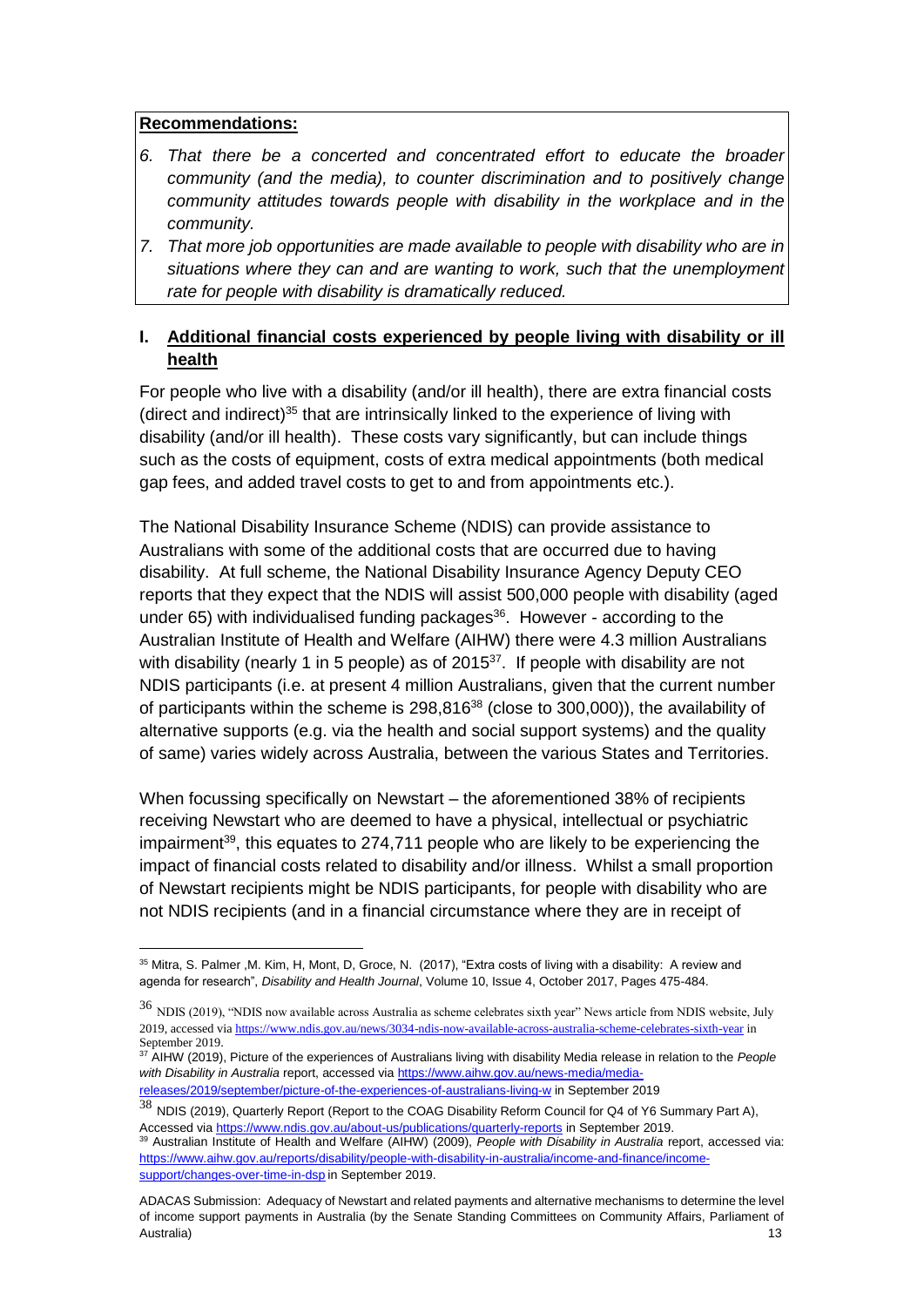**Recommendations:**

6. *That there be a concerted and concentrated effort to educate the broader community (and the media), to counter discrimination and to positively change community attitudes towards people with disability in the workplace and in the community.*
7. *That more job opportunities are made available to people with disability who are in situations where they can and are wanting to work, such that the unemployment rate for people with disability is dramatically reduced.*

## I. Additional financial costs experienced by people living with disability or ill health

For people who live with a disability (and/or ill health), there are extra financial costs (direct and indirect)[35] that are intrinsically linked to the experience of living with disability (and/or ill health). These costs vary significantly, but can include things such as the costs of equipment, costs of extra medical appointments (both medical gap fees, and added travel costs to get to and from appointments etc.).

The National Disability Insurance Scheme (NDIS) can provide assistance to Australians with some of the additional costs that are occurred due to having disability. At full scheme, the National Disability Insurance Agency Deputy CEO reports that they expect that the NDIS will assist 500,000 people with disability (aged under 65) with individualised funding packages[36]. However - according to the Australian Institute of Health and Welfare (AIHW) there were 4.3 million Australians with disability (nearly 1 in 5 people) as of 2015[37]. If people with disability are not NDIS participants (i.e. at present 4 million Australians, given that the current number of participants within the scheme is 298,816[38] (close to 300,000)), the availability of alternative supports (e.g. via the health and social support systems) and the quality of same) varies widely across Australia, between the various States and Territories.

When focussing specifically on Newstart – the aforementioned 38% of recipients receiving Newstart who are deemed to have a physical, intellectual or psychiatric impairment[39], this equates to 274,711 people who are likely to be experiencing the impact of financial costs related to disability and/or illness. Whilst a small proportion of Newstart recipients might be NDIS participants, for people with disability who are not NDIS recipients (and in a financial circumstance where they are in receipt of

---

[35] Mitra, S. Palmer ,M. Kim, H, Mont, D, Groce, N. (2017), "Extra costs of living with a disability: A review and agenda for research", *Disability and Health Journal*, Volume 10, Issue 4, October 2017, Pages 475-484.

[36] NDIS (2019), "NDIS now available across Australia as scheme celebrates sixth year" News article from NDIS website, July 2019, accessed via https://www.ndis.gov.au/news/3034-ndis-now-available-across-australia-scheme-celebrates-sixth-year in September 2019.

[37] AIHW (2019), Picture of the experiences of Australians living with disability Media release in relation to the *People with Disability in Australia* report, accessed via https://www.aihw.gov.au/news-media/media-releases/2019/september/picture-of-the-experiences-of-australians-living-w in September 2019

[38] NDIS (2019), Quarterly Report (Report to the COAG Disability Reform Council for Q4 of Y6 Summary Part A), Accessed via https://www.ndis.gov.au/about-us/publications/quarterly-reports in September 2019.

[39] Australian Institute of Health and Welfare (AIHW) (2009), *People with Disability in Australia* report, accessed via: https://www.aihw.gov.au/reports/disability/people-with-disability-in-australia/income-and-finance/income-support/changes-over-time-in-dsp in September 2019.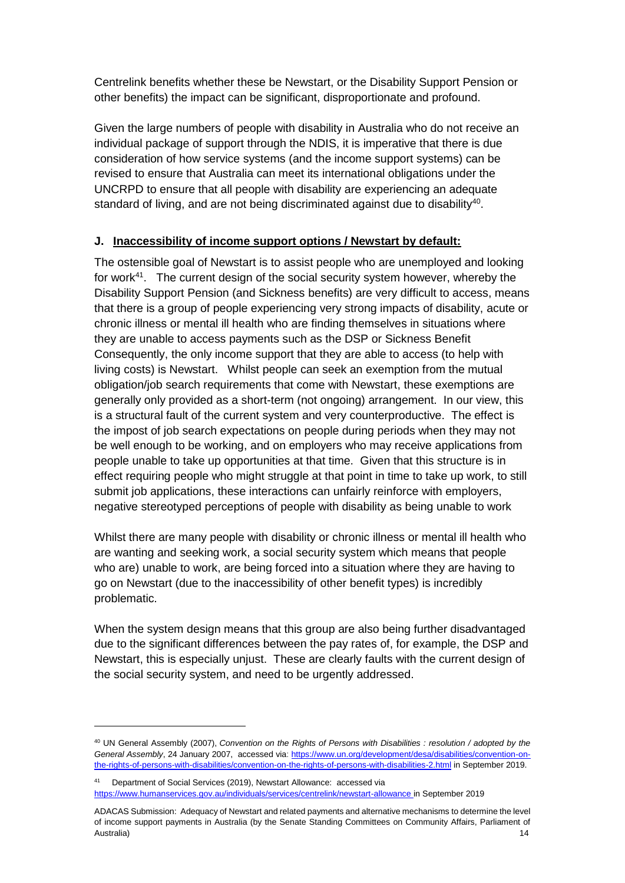Centrelink benefits whether these be Newstart, or the Disability Support Pension or other benefits) the impact can be significant, disproportionate and profound.

Given the large numbers of people with disability in Australia who do not receive an individual package of support through the NDIS, it is imperative that there is due consideration of how service systems (and the income support systems) can be revised to ensure that Australia can meet its international obligations under the UNCRPD to ensure that all people with disability are experiencing an adequate standard of living, and are not being discriminated against due to disability[40].

### J. Inaccessibility of income support options / Newstart by default:

The ostensible goal of Newstart is to assist people who are unemployed and looking for work[41]. The current design of the social security system however, whereby the Disability Support Pension (and Sickness benefits) are very difficult to access, means that there is a group of people experiencing very strong impacts of disability, acute or chronic illness or mental ill health who are finding themselves in situations where they are unable to access payments such as the DSP or Sickness Benefit Consequently, the only income support that they are able to access (to help with living costs) is Newstart. Whilst people can seek an exemption from the mutual obligation/job search requirements that come with Newstart, these exemptions are generally only provided as a short-term (not ongoing) arrangement. In our view, this is a structural fault of the current system and very counterproductive. The effect is the impost of job search expectations on people during periods when they may not be well enough to be working, and on employers who may receive applications from people unable to take up opportunities at that time. Given that this structure is in effect requiring people who might struggle at that point in time to take up work, to still submit job applications, these interactions can unfairly reinforce with employers, negative stereotyped perceptions of people with disability as being unable to work

Whilst there are many people with disability or chronic illness or mental ill health who are wanting and seeking work, a social security system which means that people who are) unable to work, are being forced into a situation where they are having to go on Newstart (due to the inaccessibility of other benefit types) is incredibly problematic.

When the system design means that this group are also being further disadvantaged due to the significant differences between the pay rates of, for example, the DSP and Newstart, this is especially unjust. These are clearly faults with the current design of the social security system, and need to be urgently addressed.

---

[40] UN General Assembly (2007), *Convention on the Rights of Persons with Disabilities : resolution / adopted by the General Assembly*, 24 January 2007, accessed via: https://www.un.org/development/desa/disabilities/convention-on-the-rights-of-persons-with-disabilities/convention-on-the-rights-of-persons-with-disabilities-2.html in September 2019.

[41] Department of Social Services (2019), Newstart Allowance: accessed via https://www.humanservices.gov.au/individuals/services/centrelink/newstart-allowance in September 2019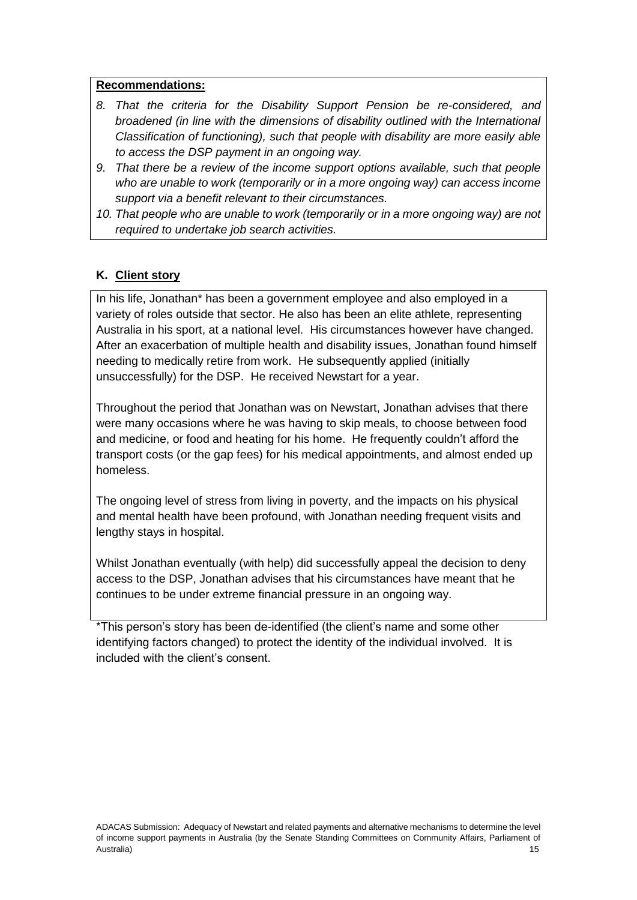**Recommendations:**

8. *That the criteria for the Disability Support Pension be re-considered, and broadened (in line with the dimensions of disability outlined with the International Classification of functioning), such that people with disability are more easily able to access the DSP payment in an ongoing way.*
9. *That there be a review of the income support options available, such that people who are unable to work (temporarily or in a more ongoing way) can access income support via a benefit relevant to their circumstances.*
10. *That people who are unable to work (temporarily or in a more ongoing way) are not required to undertake job search activities.*

## K. Client story

In his life, Jonathan* has been a government employee and also employed in a variety of roles outside that sector. He also has been an elite athlete, representing Australia in his sport, at a national level. His circumstances however have changed. After an exacerbation of multiple health and disability issues, Jonathan found himself needing to medically retire from work. He subsequently applied (initially unsuccessfully) for the DSP. He received Newstart for a year.

Throughout the period that Jonathan was on Newstart, Jonathan advises that there were many occasions where he was having to skip meals, to choose between food and medicine, or food and heating for his home. He frequently couldn't afford the transport costs (or the gap fees) for his medical appointments, and almost ended up homeless.

The ongoing level of stress from living in poverty, and the impacts on his physical and mental health have been profound, with Jonathan needing frequent visits and lengthy stays in hospital.

Whilst Jonathan eventually (with help) did successfully appeal the decision to deny access to the DSP, Jonathan advises that his circumstances have meant that he continues to be under extreme financial pressure in an ongoing way.

*This person's story has been de-identified (the client's name and some other identifying factors changed) to protect the identity of the individual involved. It is included with the client's consent.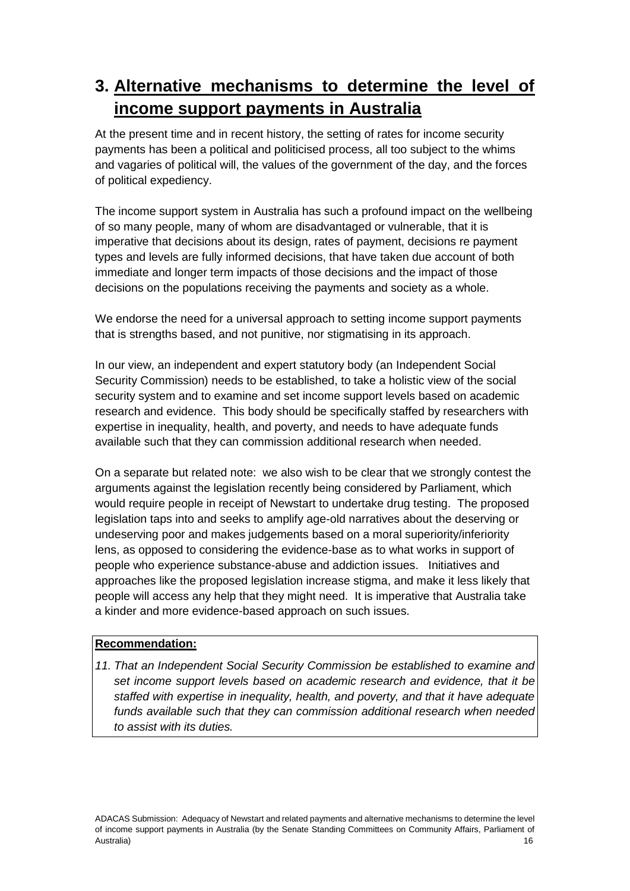# 3. Alternative mechanisms to determine the level of income support payments in Australia

At the present time and in recent history, the setting of rates for income security payments has been a political and politicised process, all too subject to the whims and vagaries of political will, the values of the government of the day, and the forces of political expediency.

The income support system in Australia has such a profound impact on the wellbeing of so many people, many of whom are disadvantaged or vulnerable, that it is imperative that decisions about its design, rates of payment, decisions re payment types and levels are fully informed decisions, that have taken due account of both immediate and longer term impacts of those decisions and the impact of those decisions on the populations receiving the payments and society as a whole.

We endorse the need for a universal approach to setting income support payments that is strengths based, and not punitive, nor stigmatising in its approach.

In our view, an independent and expert statutory body (an Independent Social Security Commission) needs to be established, to take a holistic view of the social security system and to examine and set income support levels based on academic research and evidence. This body should be specifically staffed by researchers with expertise in inequality, health, and poverty, and needs to have adequate funds available such that they can commission additional research when needed.

On a separate but related note: we also wish to be clear that we strongly contest the arguments against the legislation recently being considered by Parliament, which would require people in receipt of Newstart to undertake drug testing. The proposed legislation taps into and seeks to amplify age-old narratives about the deserving or undeserving poor and makes judgements based on a moral superiority/inferiority lens, as opposed to considering the evidence-base as to what works in support of people who experience substance-abuse and addiction issues. Initiatives and approaches like the proposed legislation increase stigma, and make it less likely that people will access any help that they might need. It is imperative that Australia take a kinder and more evidence-based approach on such issues.

**Recommendation:**

*11. That an Independent Social Security Commission be established to examine and set income support levels based on academic research and evidence, that it be staffed with expertise in inequality, health, and poverty, and that it have adequate funds available such that they can commission additional research when needed to assist with its duties.*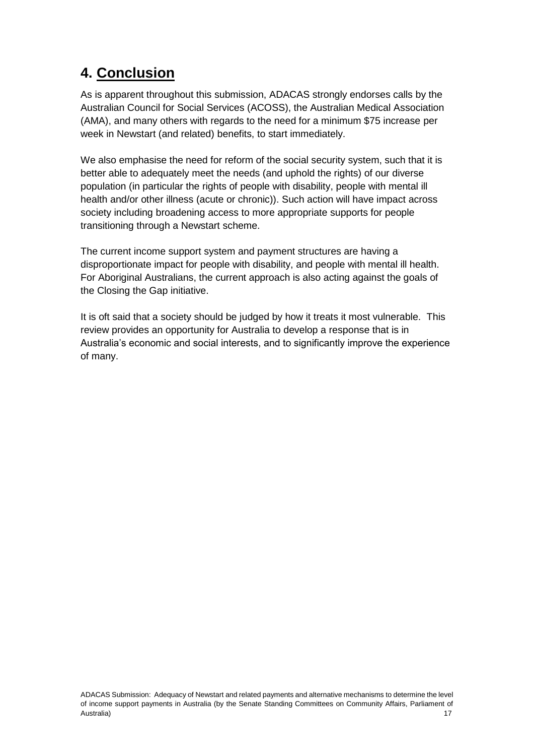# 4. Conclusion

As is apparent throughout this submission, ADACAS strongly endorses calls by the Australian Council for Social Services (ACOSS), the Australian Medical Association (AMA), and many others with regards to the need for a minimum $75 increase per week in Newstart (and related) benefits, to start immediately.

We also emphasise the need for reform of the social security system, such that it is better able to adequately meet the needs (and uphold the rights) of our diverse population (in particular the rights of people with disability, people with mental ill health and/or other illness (acute or chronic)). Such action will have impact across society including broadening access to more appropriate supports for people transitioning through a Newstart scheme.

The current income support system and payment structures are having a disproportionate impact for people with disability, and people with mental ill health. For Aboriginal Australians, the current approach is also acting against the goals of the Closing the Gap initiative.

It is oft said that a society should be judged by how it treats it most vulnerable. This review provides an opportunity for Australia to develop a response that is in Australia's economic and social interests, and to significantly improve the experience of many.